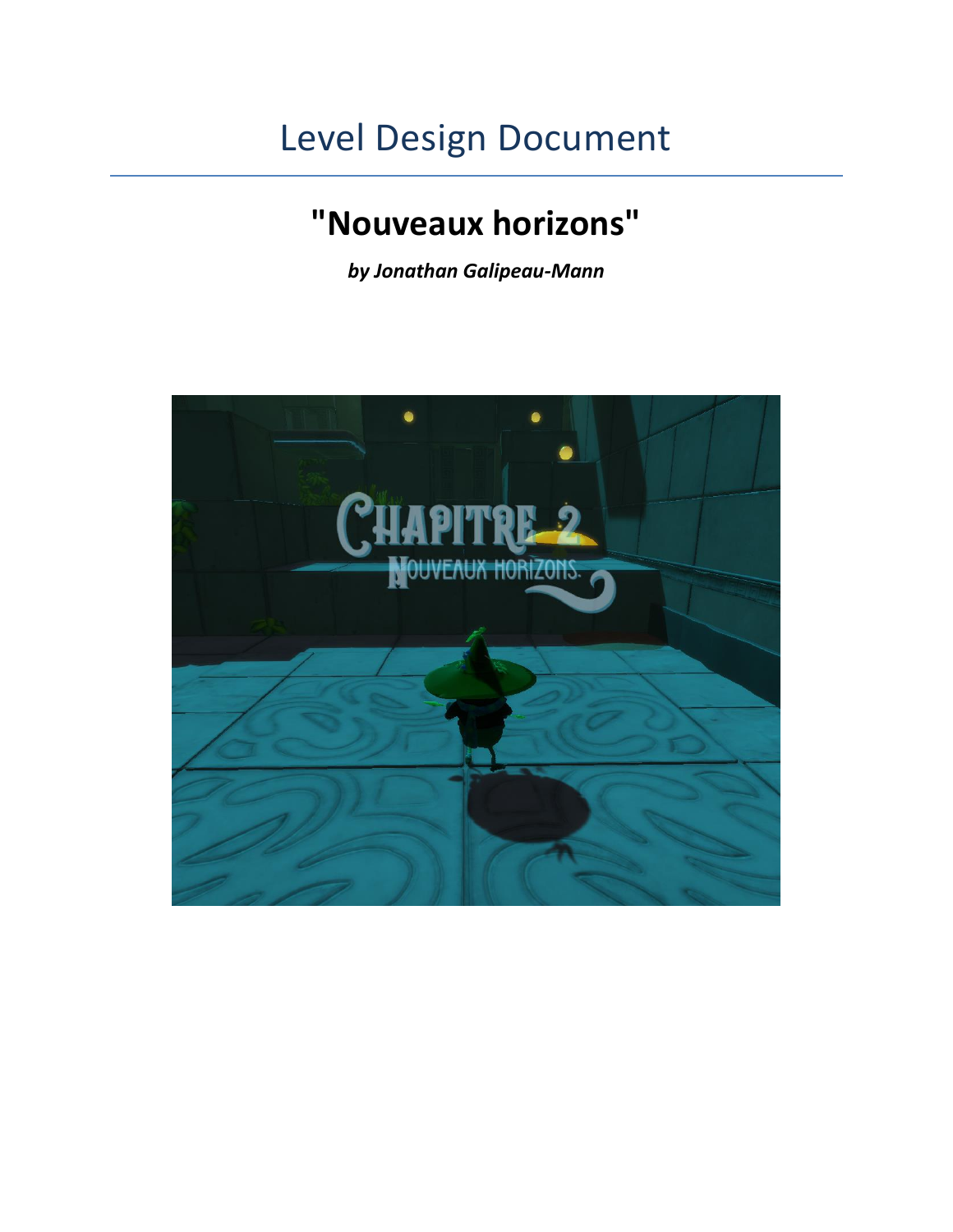# Level Design Document

## "Nouveaux horizons"

***by Jonathan Galipeau-Mann***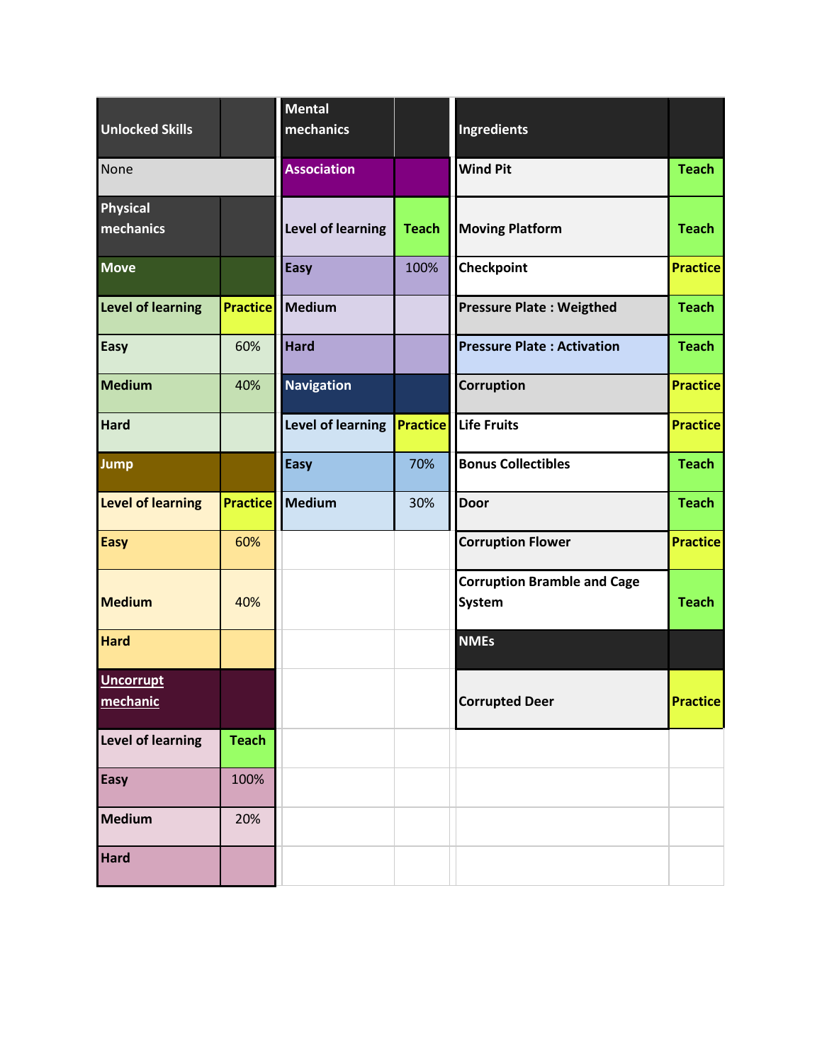| Unlocked Skills | |
|---|---|
| None | |
| **Physical mechanics** | |
| **Move** | |
| **Level of learning** | **Practice** |
| **Easy** | 60% |
| **Medium** | 40% |
| **Hard** | |
| **Jump** | |
| **Level of learning** | **Practice** |
| **Easy** | 60% |
| **Medium** | 40% |
| **Hard** | |
| **Uncorrupt mechanic** | |
| **Level of learning** | **Teach** |
| **Easy** | 100% |
| **Medium** | 20% |
| **Hard** | |

| Mental mechanics | |
|---|---|
| **Association** | |
| **Level of learning** | **Teach** |
| **Easy** | 100% |
| **Medium** | |
| **Hard** | |
| **Navigation** | |
| **Level of learning** | **Practice** |
| **Easy** | 70% |
| **Medium** | 30% |

| Ingredients | |
|---|---|
| **Wind Pit** | **Teach** |
| **Moving Platform** | **Teach** |
| **Checkpoint** | **Practice** |
| **Pressure Plate : Weigthed** | **Teach** |
| **Pressure Plate : Activation** | **Teach** |
| **Corruption** | **Practice** |
| **Life Fruits** | **Practice** |
| **Bonus Collectibles** | **Teach** |
| **Door** | **Teach** |
| **Corruption Flower** | **Practice** |
| **Corruption Bramble and Cage System** | **Teach** |
| **NMEs** | |
| **Corrupted Deer** | **Practice** |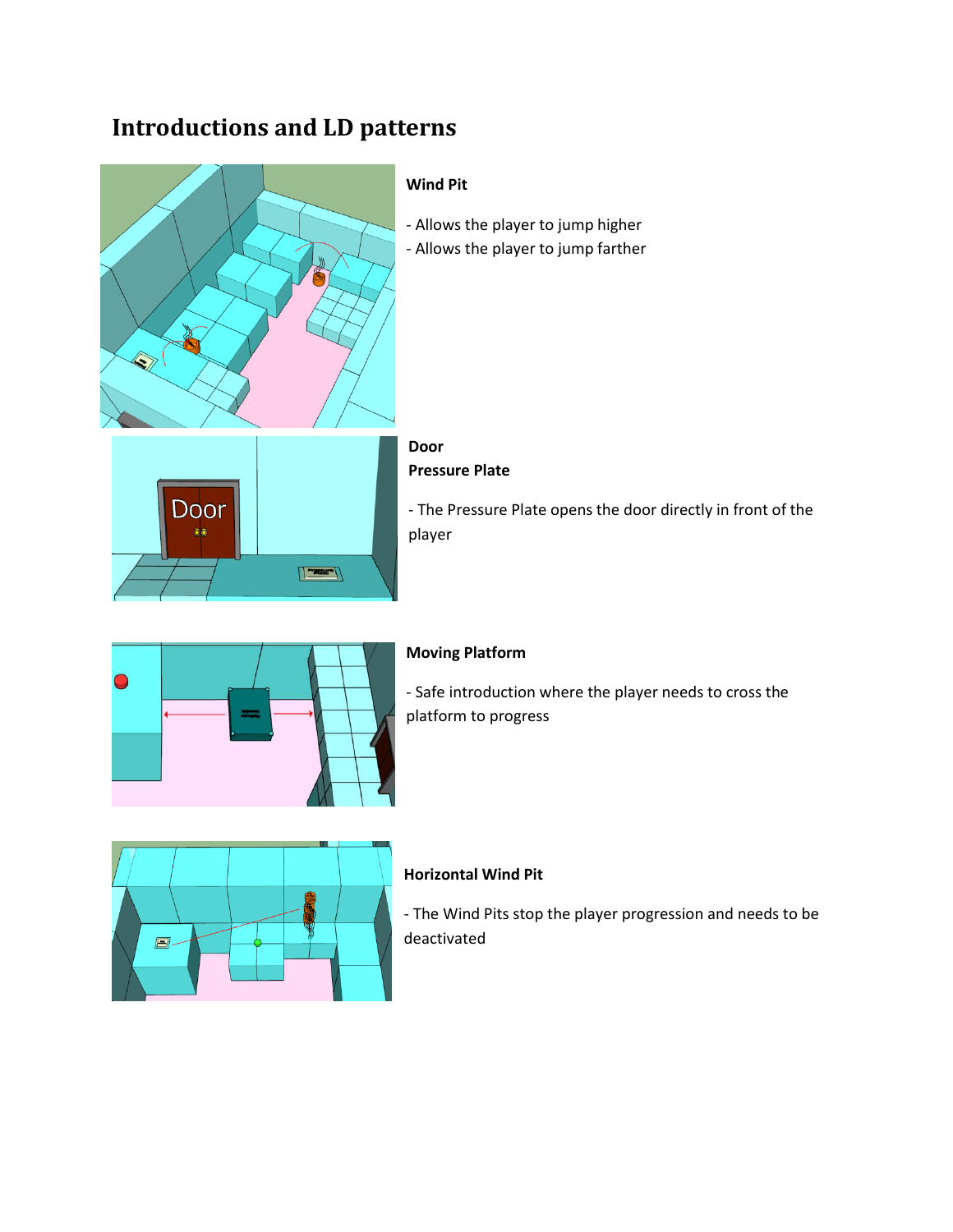# Introductions and LD patterns

**Wind Pit**

- Allows the player to jump higher
- Allows the player to jump farther

**Door**
**Pressure Plate**

- The Pressure Plate opens the door directly in front of the player

**Moving Platform**

- Safe introduction where the player needs to cross the platform to progress

**Horizontal Wind Pit**

- The Wind Pits stop the player progression and needs to be deactivated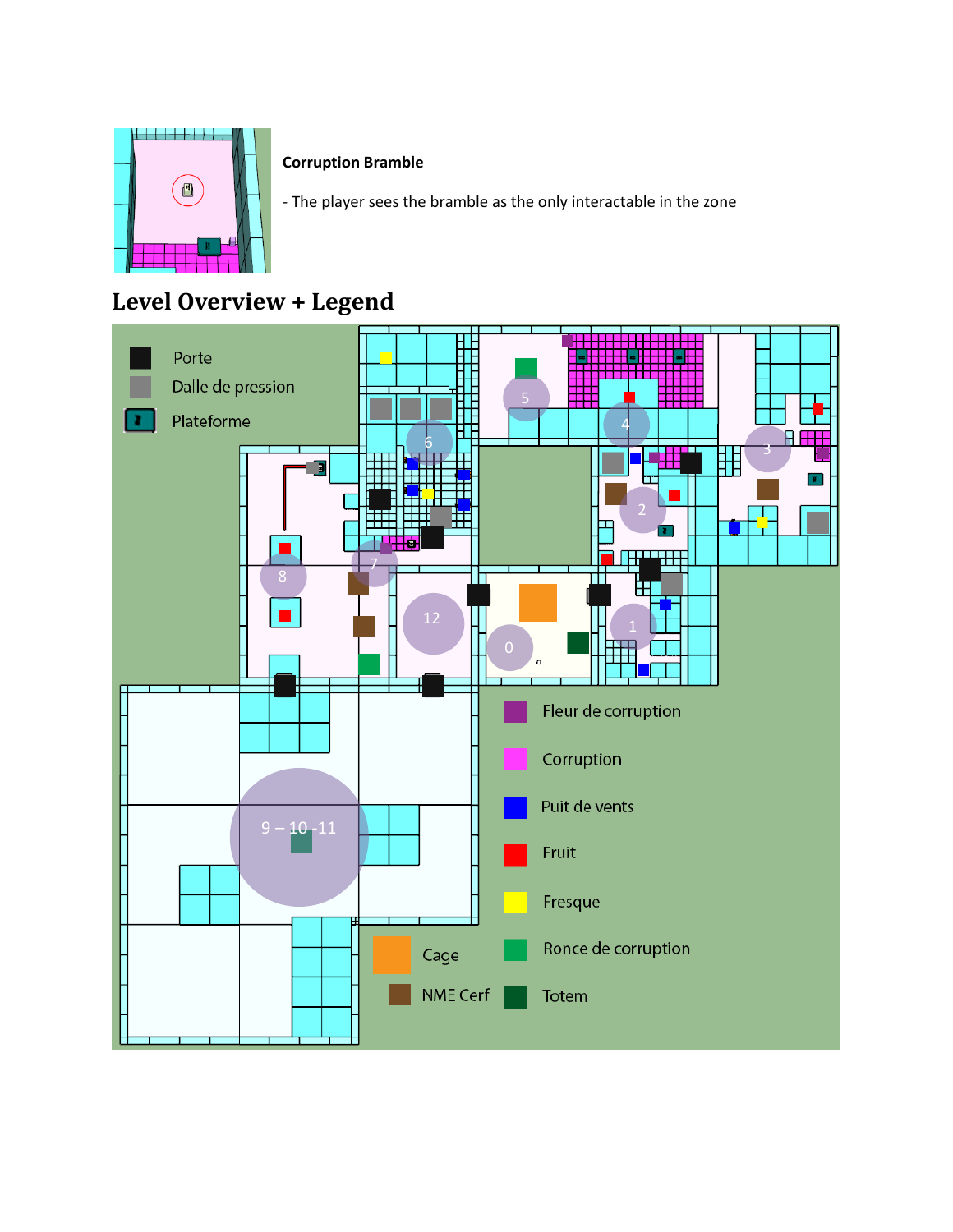**Corruption Bramble**

- The player sees the bramble as the only interactable in the zone

## Level Overview + Legend

Porte

Dalle de pression

Plateforme

Fleur de corruption

Corruption

Puit de vents

Fruit

Fresque

Ronce de corruption

Cage

NME Cerf

Totem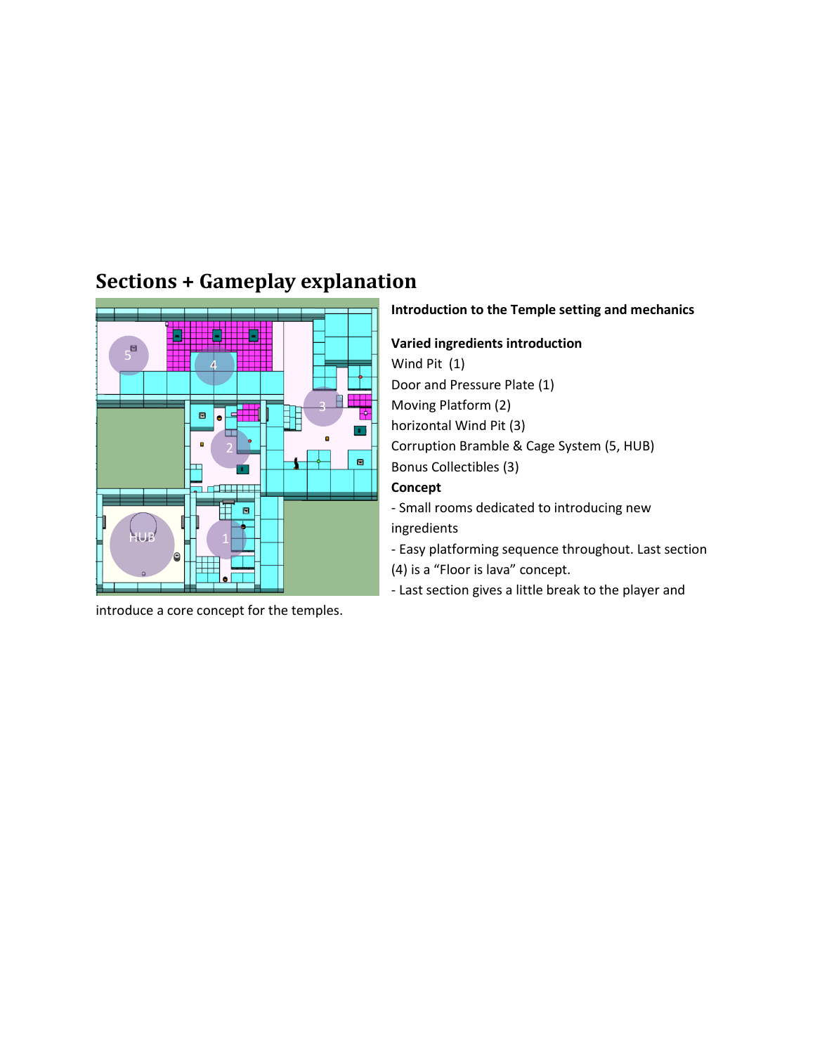## Sections + Gameplay explanation

**Introduction to the Temple setting and mechanics**

**Varied ingredients introduction**

Wind Pit (1)

Door and Pressure Plate (1)

Moving Platform (2)

horizontal Wind Pit (3)

Corruption Bramble & Cage System (5, HUB)

Bonus Collectibles (3)

**Concept**

- Small rooms dedicated to introducing new ingredients
- Easy platforming sequence throughout. Last section (4) is a "Floor is lava" concept.
- Last section gives a little break to the player and introduce a core concept for the temples.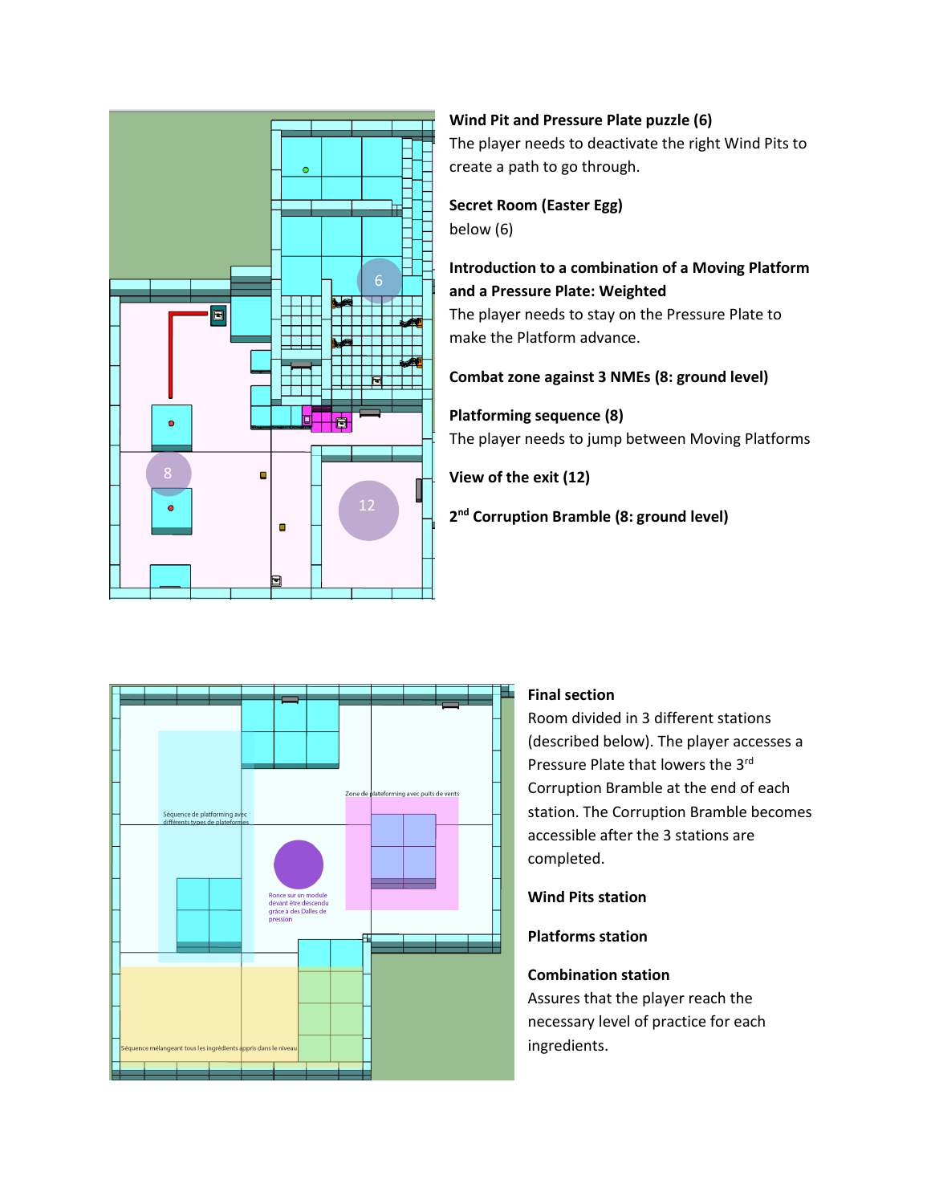**Wind Pit and Pressure Plate puzzle (6)**

The player needs to deactivate the right Wind Pits to create a path to go through.

**Secret Room (Easter Egg)**

below (6)

**Introduction to a combination of a Moving Platform and a Pressure Plate: Weighted**

The player needs to stay on the Pressure Plate to make the Platform advance.

**Combat zone against 3 NMEs (8: ground level)**

**Platforming sequence (8)**

The player needs to jump between Moving Platforms

**View of the exit (12)**

**2nd Corruption Bramble (8: ground level)**

**Final section**

Room divided in 3 different stations (described below). The player accesses a Pressure Plate that lowers the 3rd Corruption Bramble at the end of each station. The Corruption Bramble becomes accessible after the 3 stations are completed.

**Wind Pits station**

**Platforms station**

**Combination station**

Assures that the player reach the necessary level of practice for each ingredients.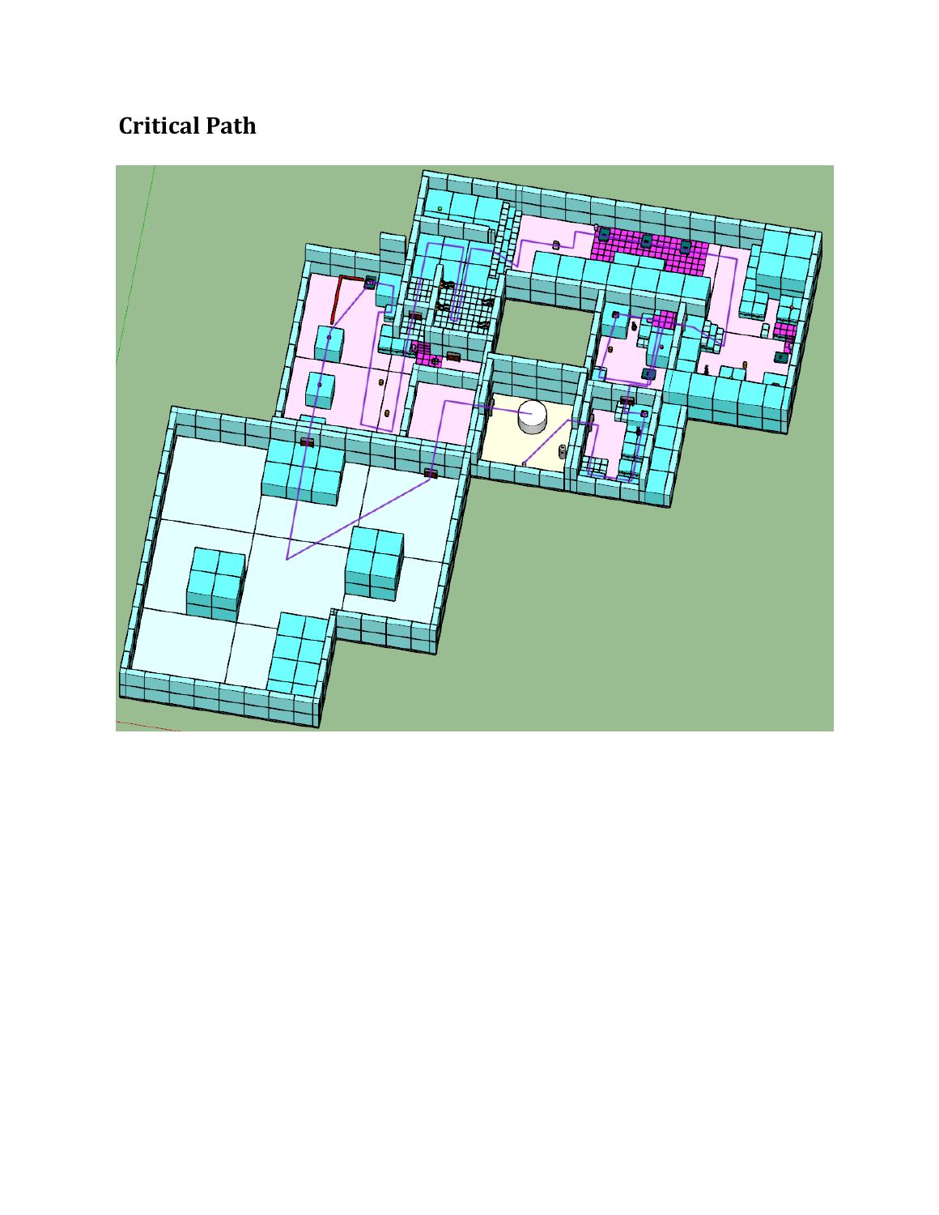## Critical Path